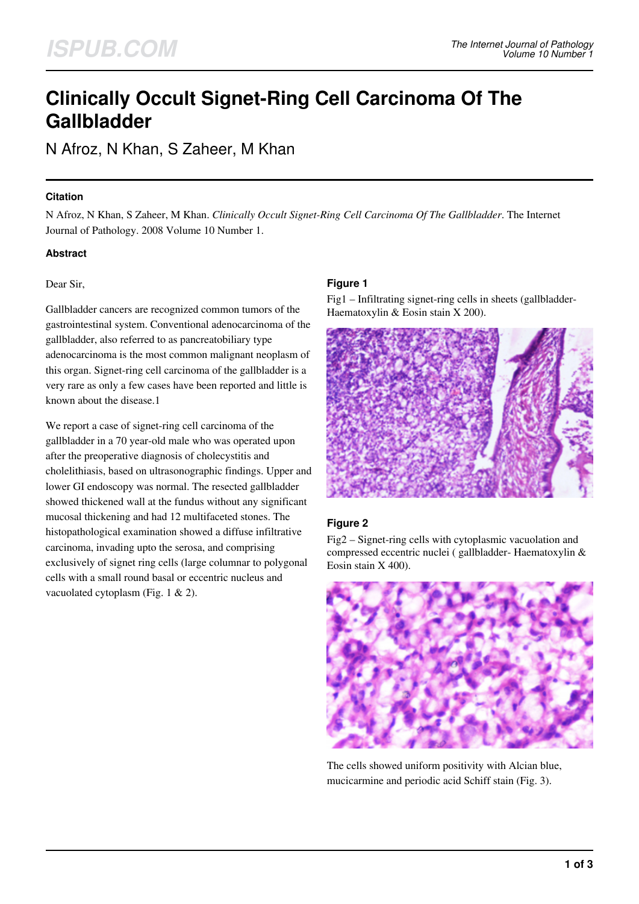# Clinically Occult Signet-Ring Cell Carcinoma Of The Gallbladder

N Afroz, N Khan, S Zaheer, M Khan

### Citation

N Afroz, N Khan, S Zaheer, M Khan. *Clinically Occult Signet-Ring Cell Carcinoma Of The Gallbladder*. The Internet Journal of Pathology. 2008 Volume 10 Number 1.

### Abstract

Dear Sir,

Gallbladder cancers are recognized common tumors of the gastrointestinal system. Conventional adenocarcinoma of the gallbladder, also referred to as pancreatobiliary type adenocarcinoma is the most common malignant neoplasm of this organ. Signet-ring cell carcinoma of the gallbladder is a very rare as only a few cases have been reported and little is known about the disease.1

We report a case of signet-ring cell carcinoma of the gallbladder in a 70 year-old male who was operated upon after the preoperative diagnosis of cholecystitis and cholelithiasis, based on ultrasonographic findings. Upper and lower GI endoscopy was normal. The resected gallbladder showed thickened wall at the fundus without any significant mucosal thickening and had 12 multifaceted stones. The histopathological examination showed a diffuse infiltrative carcinoma, invading upto the serosa, and comprising exclusively of signet ring cells (large columnar to polygonal cells with a small round basal or eccentric nucleus and vacuolated cytoplasm (Fig. 1 & 2).

### Figure 1

Fig1 – Infiltrating signet-ring cells in sheets (gallbladder- Haematoxylin & Eosin stain X 200).

### Figure 2

Fig2 – Signet-ring cells with cytoplasmic vacuolation and compressed eccentric nuclei ( gallbladder- Haematoxylin & Eosin stain X 400).

The cells showed uniform positivity with Alcian blue, mucicarmine and periodic acid Schiff stain (Fig. 3).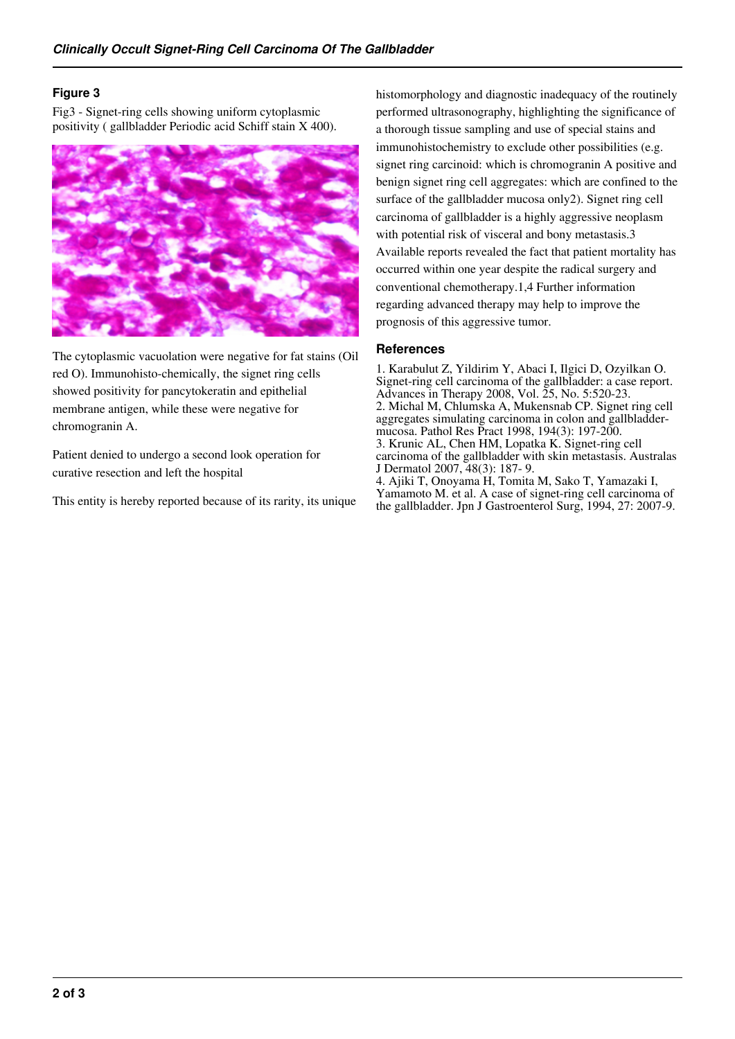### Figure 3

Fig3 - Signet-ring cells showing uniform cytoplasmic positivity ( gallbladder Periodic acid Schiff stain X 400).

The cytoplasmic vacuolation were negative for fat stains (Oil red O). Immunohisto-chemically, the signet ring cells showed positivity for pancytokeratin and epithelial membrane antigen, while these were negative for chromogranin A.

Patient denied to undergo a second look operation for curative resection and left the hospital

This entity is hereby reported because of its rarity, its unique histomorphology and diagnostic inadequacy of the routinely performed ultrasonography, highlighting the significance of a thorough tissue sampling and use of special stains and immunohistochemistry to exclude other possibilities (e.g. signet ring carcinoid: which is chromogranin A positive and benign signet ring cell aggregates: which are confined to the surface of the gallbladder mucosa only2). Signet ring cell carcinoma of gallbladder is a highly aggressive neoplasm with potential risk of visceral and bony metastasis.3 Available reports revealed the fact that patient mortality has occurred within one year despite the radical surgery and conventional chemotherapy.1,4 Further information regarding advanced therapy may help to improve the prognosis of this aggressive tumor.

### References

1. Karabulut Z, Yildirim Y, Abaci I, Ilgici D, Ozyilkan O. Signet-ring cell carcinoma of the gallbladder: a case report. Advances in Therapy 2008, Vol. 25, No. 5:520-23.
2. Michal M, Chlumska A, Mukensnab CP. Signet ring cell aggregates simulating carcinoma in colon and gallbladder-mucosa. Pathol Res Pract 1998, 194(3): 197-200.
3. Krunic AL, Chen HM, Lopatka K. Signet-ring cell carcinoma of the gallbladder with skin metastasis. Australas J Dermatol 2007, 48(3): 187- 9.
4. Ajiki T, Onoyama H, Tomita M, Sako T, Yamazaki I, Yamamoto M. et al. A case of signet-ring cell carcinoma of the gallbladder. Jpn J Gastroenterol Surg, 1994, 27: 2007-9.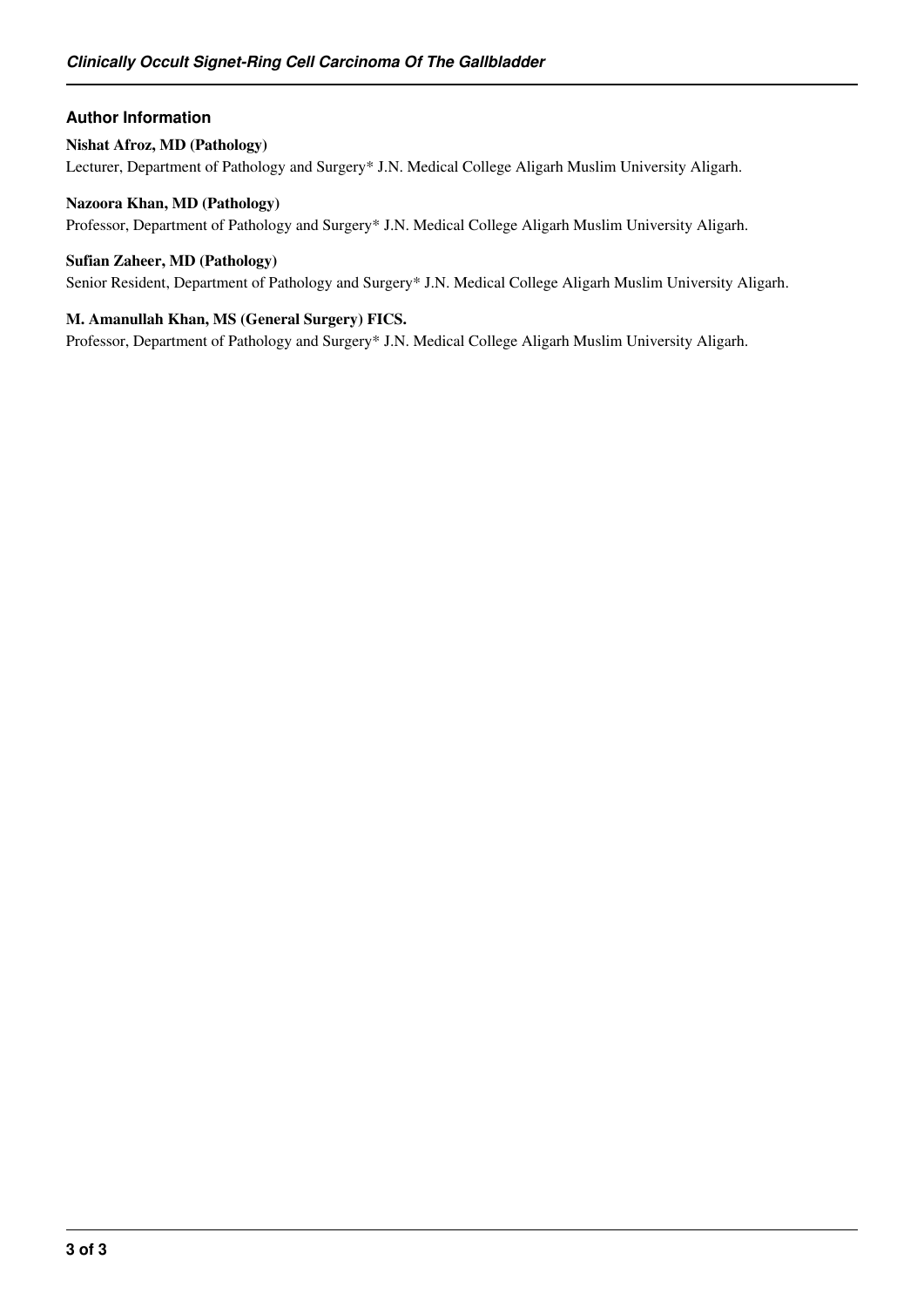## Author Information

**Nishat Afroz, MD (Pathology)**

Lecturer, Department of Pathology and Surgery* J.N. Medical College Aligarh Muslim University Aligarh.

**Nazoora Khan, MD (Pathology)**

Professor, Department of Pathology and Surgery* J.N. Medical College Aligarh Muslim University Aligarh.

**Sufian Zaheer, MD (Pathology)**

Senior Resident, Department of Pathology and Surgery* J.N. Medical College Aligarh Muslim University Aligarh.

**M. Amanullah Khan, MS (General Surgery) FICS.**

Professor, Department of Pathology and Surgery* J.N. Medical College Aligarh Muslim University Aligarh.